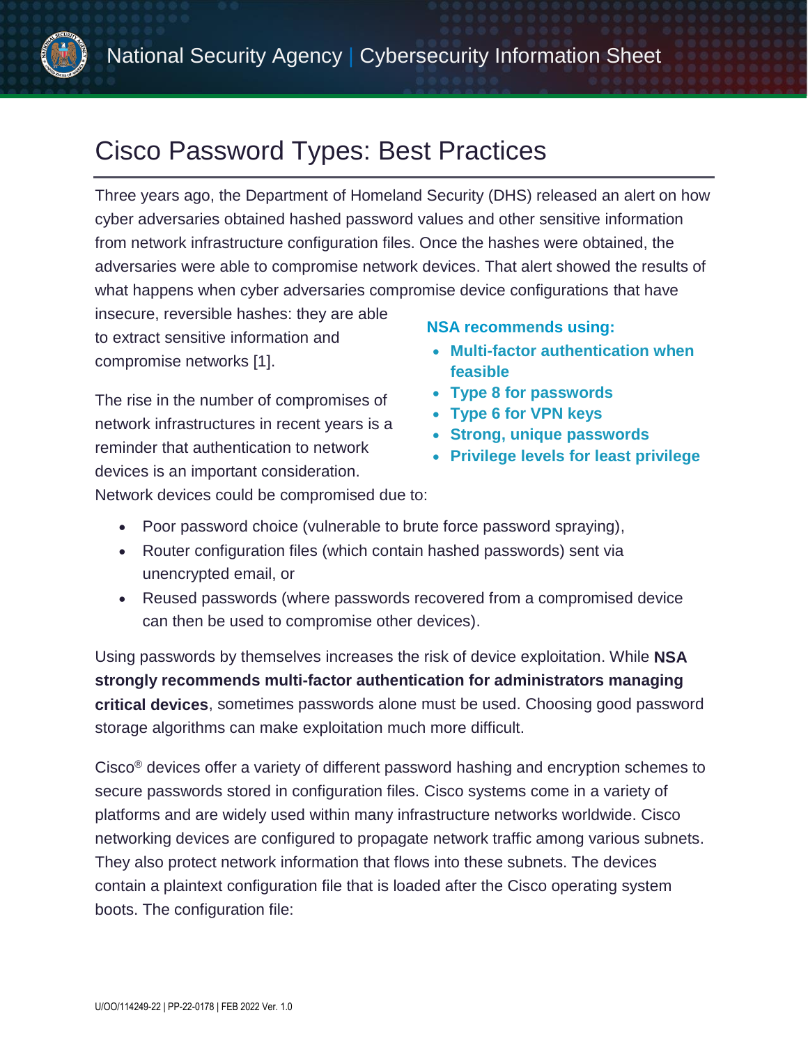# Cisco Password Types: Best Practices

Three years ago, the Department of Homeland Security (DHS) released an alert on how cyber adversaries obtained hashed password values and other sensitive information from network infrastructure configuration files. Once the hashes were obtained, the adversaries were able to compromise network devices. That alert showed the results of what happens when cyber adversaries compromise device configurations that have insecure, reversible hashes: they are able to extract sensitive information and compromise networks [1].

**NSA recommends using:**

- **Multi-factor authentication when feasible**
- **Type 8 for passwords**
- **Type 6 for VPN keys**
- **Strong, unique passwords**
- **Privilege levels for least privilege**

The rise in the number of compromises of network infrastructures in recent years is a reminder that authentication to network devices is an important consideration. Network devices could be compromised due to:

- Poor password choice (vulnerable to brute force password spraying),
- Router configuration files (which contain hashed passwords) sent via unencrypted email, or
- Reused passwords (where passwords recovered from a compromised device can then be used to compromise other devices).

Using passwords by themselves increases the risk of device exploitation. While **NSA strongly recommends multi-factor authentication for administrators managing critical devices**, sometimes passwords alone must be used. Choosing good password storage algorithms can make exploitation much more difficult.

Cisco® devices offer a variety of different password hashing and encryption schemes to secure passwords stored in configuration files. Cisco systems come in a variety of platforms and are widely used within many infrastructure networks worldwide. Cisco networking devices are configured to propagate network traffic among various subnets. They also protect network information that flows into these subnets. The devices contain a plaintext configuration file that is loaded after the Cisco operating system boots. The configuration file: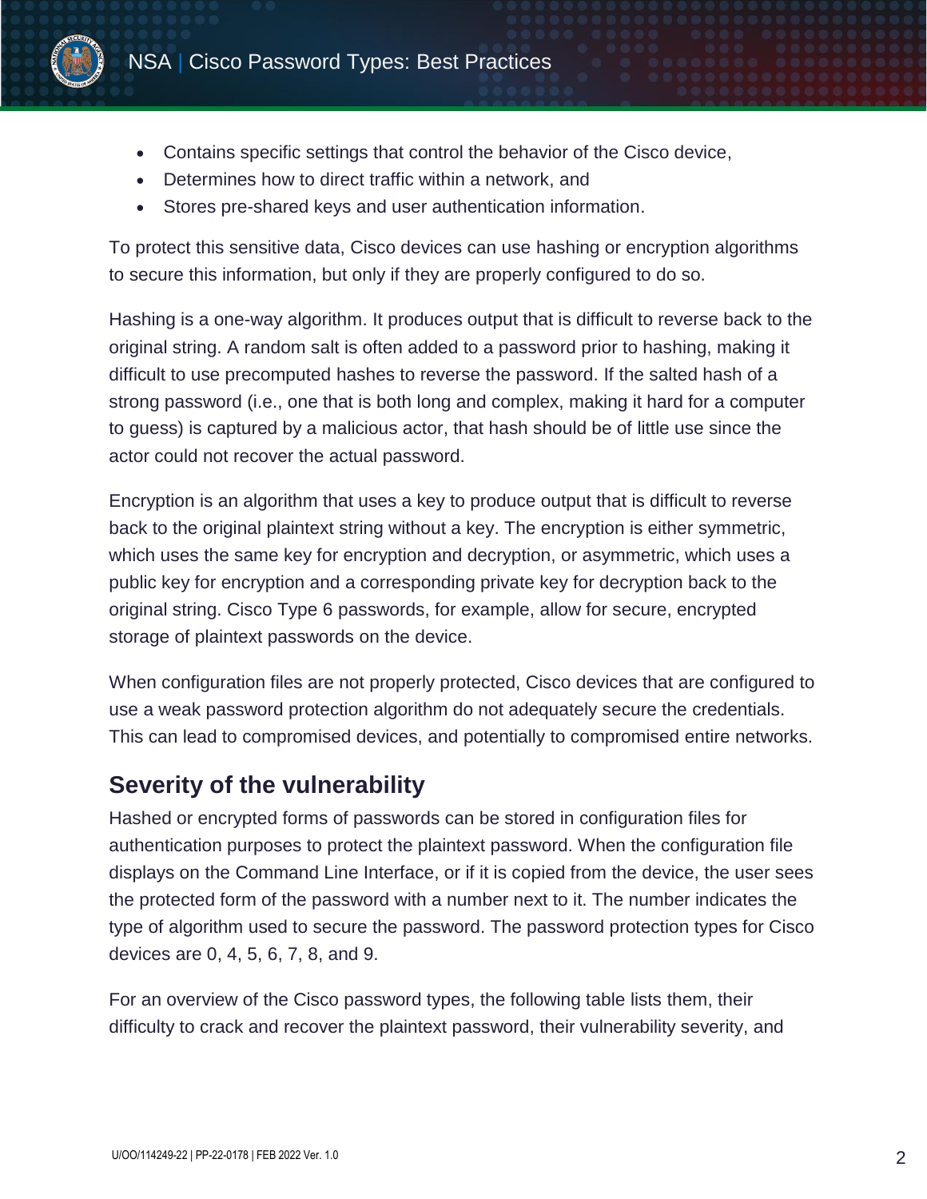- Contains specific settings that control the behavior of the Cisco device,
- Determines how to direct traffic within a network, and
- Stores pre-shared keys and user authentication information.

To protect this sensitive data, Cisco devices can use hashing or encryption algorithms to secure this information, but only if they are properly configured to do so.

Hashing is a one-way algorithm. It produces output that is difficult to reverse back to the original string. A random salt is often added to a password prior to hashing, making it difficult to use precomputed hashes to reverse the password. If the salted hash of a strong password (i.e., one that is both long and complex, making it hard for a computer to guess) is captured by a malicious actor, that hash should be of little use since the actor could not recover the actual password.

Encryption is an algorithm that uses a key to produce output that is difficult to reverse back to the original plaintext string without a key. The encryption is either symmetric, which uses the same key for encryption and decryption, or asymmetric, which uses a public key for encryption and a corresponding private key for decryption back to the original string. Cisco Type 6 passwords, for example, allow for secure, encrypted storage of plaintext passwords on the device.

When configuration files are not properly protected, Cisco devices that are configured to use a weak password protection algorithm do not adequately secure the credentials. This can lead to compromised devices, and potentially to compromised entire networks.

## Severity of the vulnerability

Hashed or encrypted forms of passwords can be stored in configuration files for authentication purposes to protect the plaintext password. When the configuration file displays on the Command Line Interface, or if it is copied from the device, the user sees the protected form of the password with a number next to it. The number indicates the type of algorithm used to secure the password. The password protection types for Cisco devices are 0, 4, 5, 6, 7, 8, and 9.

For an overview of the Cisco password types, the following table lists them, their difficulty to crack and recover the plaintext password, their vulnerability severity, and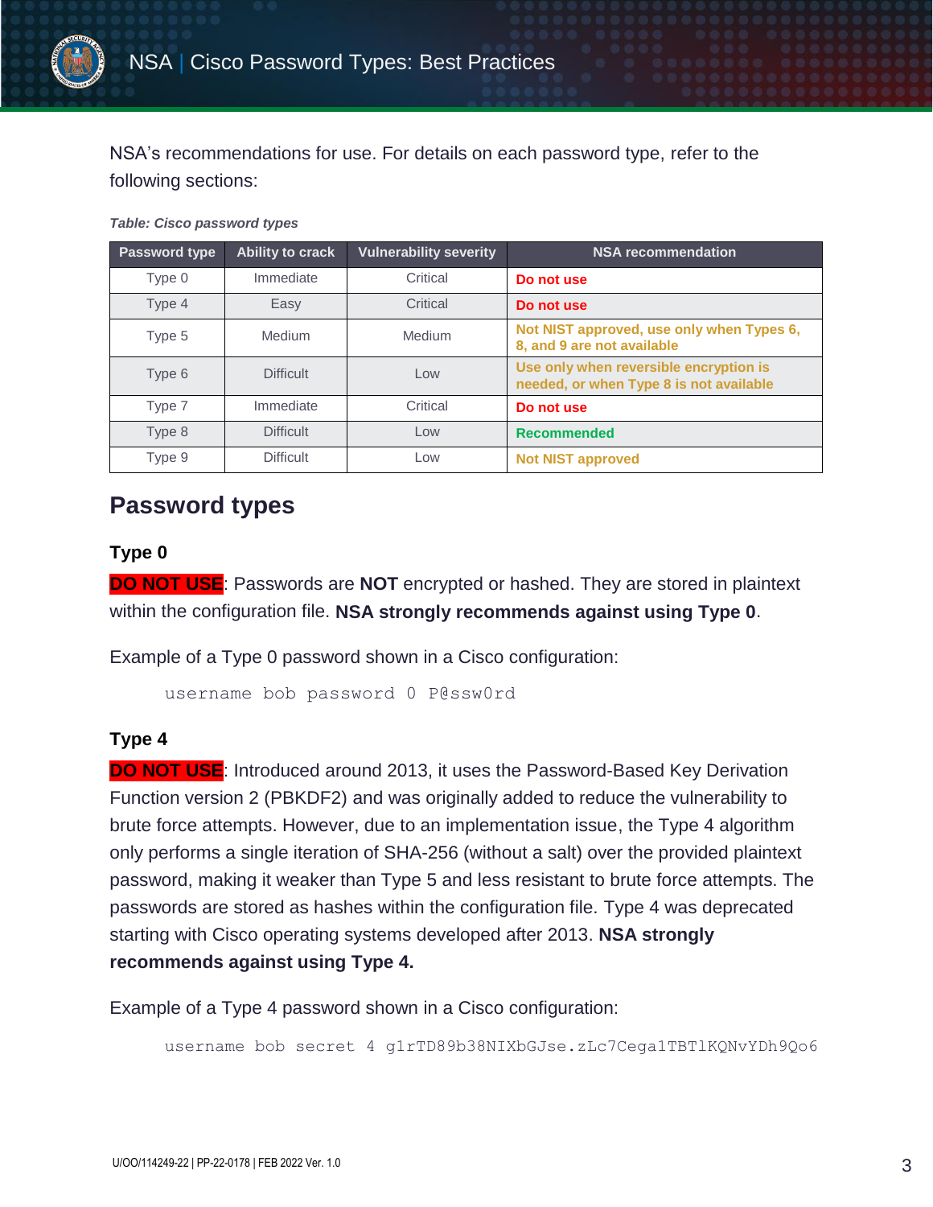NSA's recommendations for use. For details on each password type, refer to the following sections:

*Table: Cisco password types*

| Password type | Ability to crack | Vulnerability severity | NSA recommendation |
|---|---|---|---|
| Type 0 | Immediate | Critical | **Do not use** |
| Type 4 | Easy | Critical | **Do not use** |
| Type 5 | Medium | Medium | **Not NIST approved, use only when Types 6, 8, and 9 are not available** |
| Type 6 | Difficult | Low | **Use only when reversible encryption is needed, or when Type 8 is not available** |
| Type 7 | Immediate | Critical | **Do not use** |
| Type 8 | Difficult | Low | **Recommended** |
| Type 9 | Difficult | Low | **Not NIST approved** |

## Password types

### Type 0

**DO NOT USE**: Passwords are **NOT** encrypted or hashed. They are stored in plaintext within the configuration file. **NSA strongly recommends against using Type 0**.

Example of a Type 0 password shown in a Cisco configuration:

```
username bob password 0 P@ssw0rd
```

### Type 4

**DO NOT USE**: Introduced around 2013, it uses the Password-Based Key Derivation Function version 2 (PBKDF2) and was originally added to reduce the vulnerability to brute force attempts. However, due to an implementation issue, the Type 4 algorithm only performs a single iteration of SHA-256 (without a salt) over the provided plaintext password, making it weaker than Type 5 and less resistant to brute force attempts. The passwords are stored as hashes within the configuration file. Type 4 was deprecated starting with Cisco operating systems developed after 2013. **NSA strongly recommends against using Type 4.**

Example of a Type 4 password shown in a Cisco configuration:

```
username bob secret 4 g1rTD89b38NIXbGJse.zLc7Cega1TBT1KQNvYDh9Qo6
```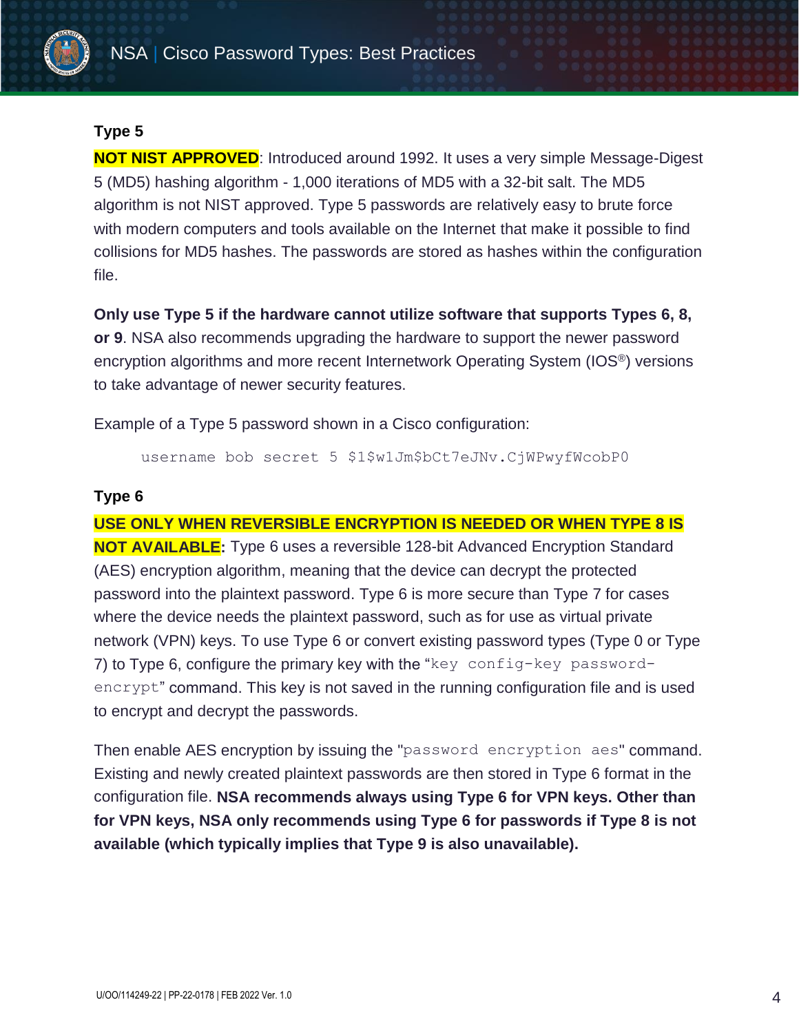### Type 5

**NOT NIST APPROVED**: Introduced around 1992. It uses a very simple Message-Digest 5 (MD5) hashing algorithm - 1,000 iterations of MD5 with a 32-bit salt. The MD5 algorithm is not NIST approved. Type 5 passwords are relatively easy to brute force with modern computers and tools available on the Internet that make it possible to find collisions for MD5 hashes. The passwords are stored as hashes within the configuration file.

**Only use Type 5 if the hardware cannot utilize software that supports Types 6, 8, or 9**. NSA also recommends upgrading the hardware to support the newer password encryption algorithms and more recent Internetwork Operating System (IOS®) versions to take advantage of newer security features.

Example of a Type 5 password shown in a Cisco configuration:

```
username bob secret 5 $1$w1Jm$bCt7eJNv.CjWPwyfWcobP0
```

### Type 6

**USE ONLY WHEN REVERSIBLE ENCRYPTION IS NEEDED OR WHEN TYPE 8 IS NOT AVAILABLE:** Type 6 uses a reversible 128-bit Advanced Encryption Standard (AES) encryption algorithm, meaning that the device can decrypt the protected password into the plaintext password. Type 6 is more secure than Type 7 for cases where the device needs the plaintext password, such as for use as virtual private network (VPN) keys. To use Type 6 or convert existing password types (Type 0 or Type 7) to Type 6, configure the primary key with the "`key config-key password-encrypt`" command. This key is not saved in the running configuration file and is used to encrypt and decrypt the passwords.

Then enable AES encryption by issuing the "`password encryption aes`" command. Existing and newly created plaintext passwords are then stored in Type 6 format in the configuration file. **NSA recommends always using Type 6 for VPN keys. Other than for VPN keys, NSA only recommends using Type 6 for passwords if Type 8 is not available (which typically implies that Type 9 is also unavailable).**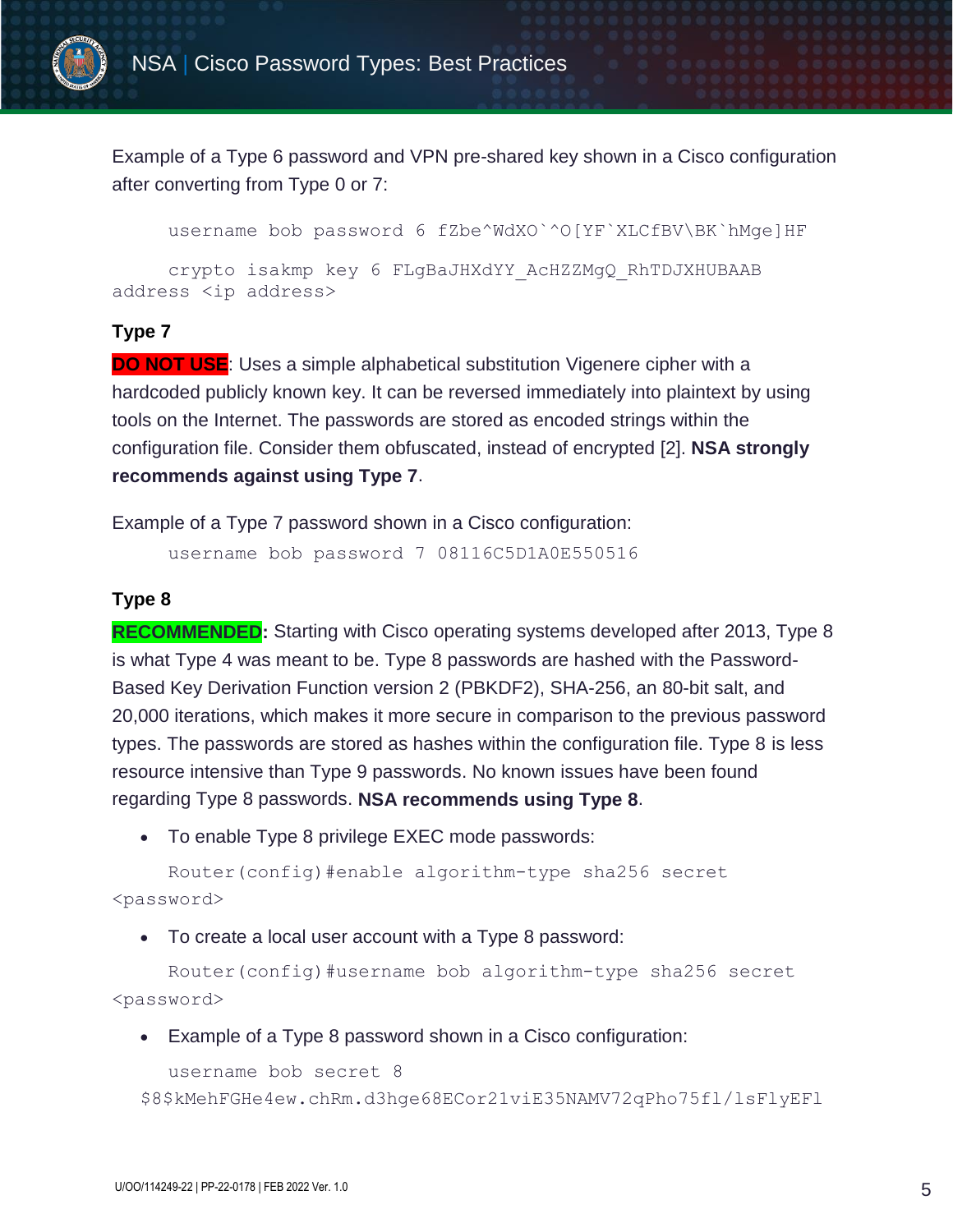Example of a Type 6 password and VPN pre-shared key shown in a Cisco configuration after converting from Type 0 or 7:

```
username bob password 6 fZbe^WdXO`^O[YF`XLCfBV\BK`hMge]HF
crypto isakmp key 6 FLgBaJHXdYY_AcHZZMgQ_RhTDJXHUBAAB address <ip address>
```

### Type 7

**DO NOT USE**: Uses a simple alphabetical substitution Vigenere cipher with a hardcoded publicly known key. It can be reversed immediately into plaintext by using tools on the Internet. The passwords are stored as encoded strings within the configuration file. Consider them obfuscated, instead of encrypted [2]. **NSA strongly recommends against using Type 7**.

Example of a Type 7 password shown in a Cisco configuration:

```
username bob password 7 08116C5D1A0E550516
```

### Type 8

**RECOMMENDED:** Starting with Cisco operating systems developed after 2013, Type 8 is what Type 4 was meant to be. Type 8 passwords are hashed with the Password-Based Key Derivation Function version 2 (PBKDF2), SHA-256, an 80-bit salt, and 20,000 iterations, which makes it more secure in comparison to the previous password types. The passwords are stored as hashes within the configuration file. Type 8 is less resource intensive than Type 9 passwords. No known issues have been found regarding Type 8 passwords. **NSA recommends using Type 8**.

- To enable Type 8 privilege EXEC mode passwords:

```
Router(config)#enable algorithm-type sha256 secret <password>
```

- To create a local user account with a Type 8 password:

```
Router(config)#username bob algorithm-type sha256 secret <password>
```

- Example of a Type 8 password shown in a Cisco configuration:

```
username bob secret 8 $8$kMehFGHe4ew.chRm.d3hge68ECor21viE35NAMV72qPho75fl/lsFlyEFl
```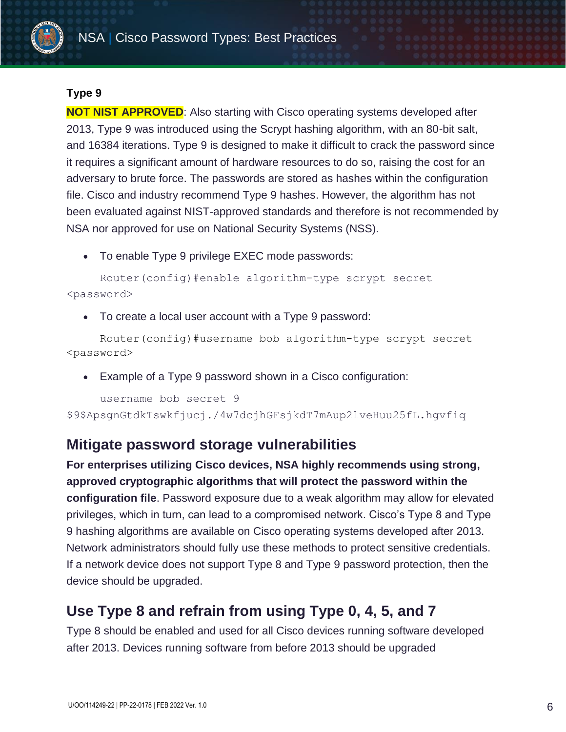### Type 9

**NOT NIST APPROVED**: Also starting with Cisco operating systems developed after 2013, Type 9 was introduced using the Scrypt hashing algorithm, with an 80-bit salt, and 16384 iterations. Type 9 is designed to make it difficult to crack the password since it requires a significant amount of hardware resources to do so, raising the cost for an adversary to brute force. The passwords are stored as hashes within the configuration file. Cisco and industry recommend Type 9 hashes. However, the algorithm has not been evaluated against NIST-approved standards and therefore is not recommended by NSA nor approved for use on National Security Systems (NSS).

- To enable Type 9 privilege EXEC mode passwords:

```
Router(config)#enable algorithm-type scrypt secret <password>
```

- To create a local user account with a Type 9 password:

```
Router(config)#username bob algorithm-type scrypt secret <password>
```

- Example of a Type 9 password shown in a Cisco configuration:

```
username bob secret 9 $9$ApsgnGtdkTswkfjucj./4w7dcjhGFsjkdT7mAup2lveHuu25fL.hgvfiq
```

## Mitigate password storage vulnerabilities

**For enterprises utilizing Cisco devices, NSA highly recommends using strong, approved cryptographic algorithms that will protect the password within the configuration file**. Password exposure due to a weak algorithm may allow for elevated privileges, which in turn, can lead to a compromised network. Cisco's Type 8 and Type 9 hashing algorithms are available on Cisco operating systems developed after 2013. Network administrators should fully use these methods to protect sensitive credentials. If a network device does not support Type 8 and Type 9 password protection, then the device should be upgraded.

## Use Type 8 and refrain from using Type 0, 4, 5, and 7

Type 8 should be enabled and used for all Cisco devices running software developed after 2013. Devices running software from before 2013 should be upgraded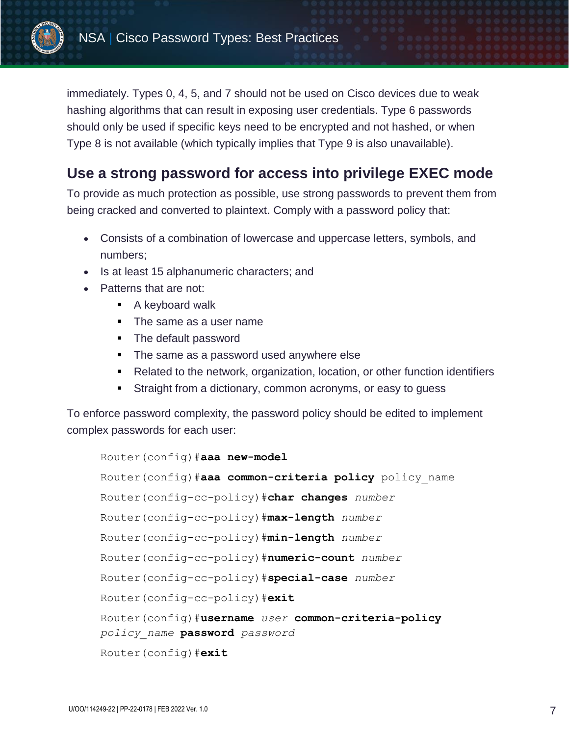immediately. Types 0, 4, 5, and 7 should not be used on Cisco devices due to weak hashing algorithms that can result in exposing user credentials. Type 6 passwords should only be used if specific keys need to be encrypted and not hashed, or when Type 8 is not available (which typically implies that Type 9 is also unavailable).

## Use a strong password for access into privilege EXEC mode

To provide as much protection as possible, use strong passwords to prevent them from being cracked and converted to plaintext. Comply with a password policy that:

- Consists of a combination of lowercase and uppercase letters, symbols, and numbers;
- Is at least 15 alphanumeric characters; and
- Patterns that are not:
  - A keyboard walk
  - The same as a user name
  - The default password
  - The same as a password used anywhere else
  - Related to the network, organization, location, or other function identifiers
  - Straight from a dictionary, common acronyms, or easy to guess

To enforce password complexity, the password policy should be edited to implement complex passwords for each user:

```
Router(config)#aaa new-model
Router(config)#aaa common-criteria policy policy_name
Router(config-cc-policy)#char changes number
Router(config-cc-policy)#max-length number
Router(config-cc-policy)#min-length number
Router(config-cc-policy)#numeric-count number
Router(config-cc-policy)#special-case number
Router(config-cc-policy)#exit
Router(config)#username user common-criteria-policy
policy_name password password
Router(config)#exit
```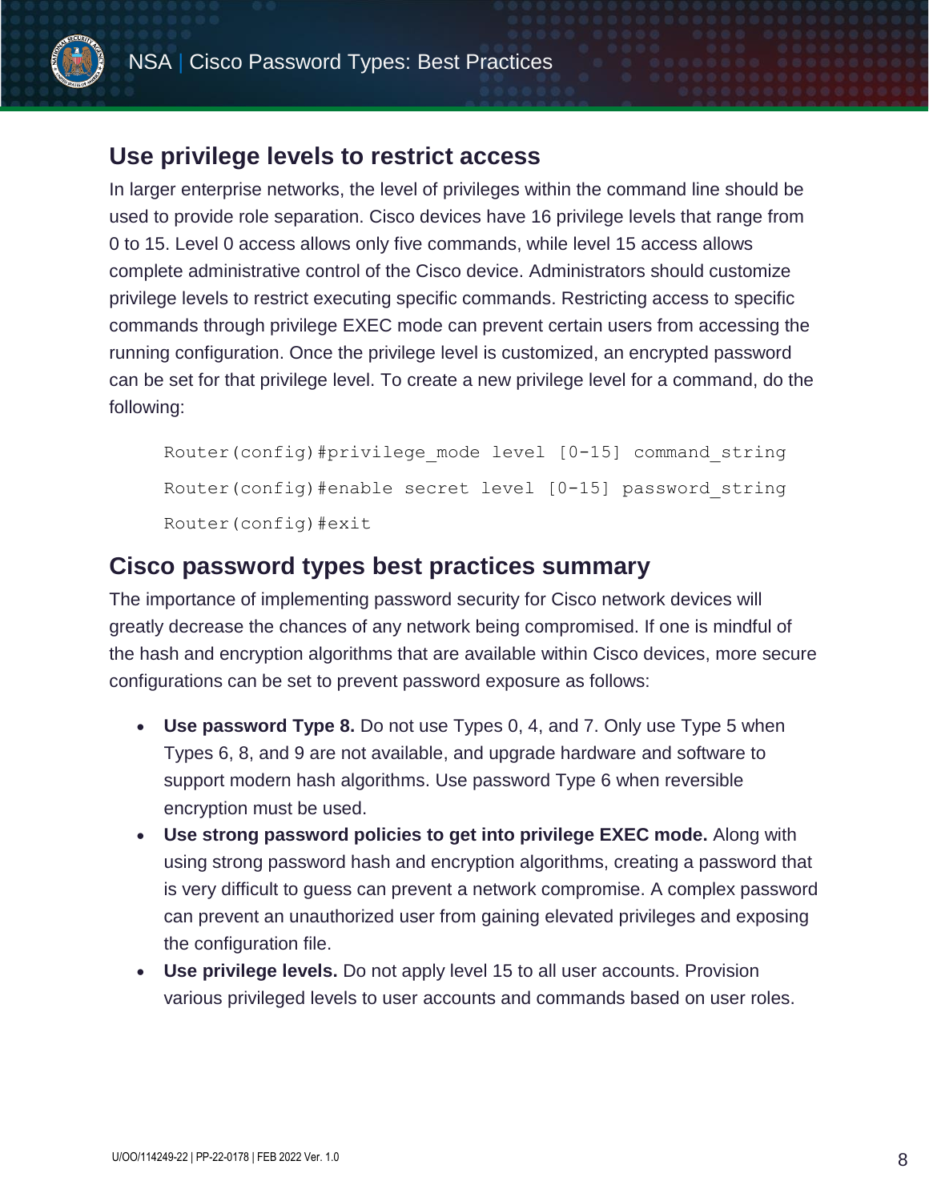## Use privilege levels to restrict access

In larger enterprise networks, the level of privileges within the command line should be used to provide role separation. Cisco devices have 16 privilege levels that range from 0 to 15. Level 0 access allows only five commands, while level 15 access allows complete administrative control of the Cisco device. Administrators should customize privilege levels to restrict executing specific commands. Restricting access to specific commands through privilege EXEC mode can prevent certain users from accessing the running configuration. Once the privilege level is customized, an encrypted password can be set for that privilege level. To create a new privilege level for a command, do the following:

```
Router(config)#privilege_mode level [0-15] command_string
Router(config)#enable secret level [0-15] password_string
Router(config)#exit
```

## Cisco password types best practices summary

The importance of implementing password security for Cisco network devices will greatly decrease the chances of any network being compromised. If one is mindful of the hash and encryption algorithms that are available within Cisco devices, more secure configurations can be set to prevent password exposure as follows:

- **Use password Type 8.** Do not use Types 0, 4, and 7. Only use Type 5 when Types 6, 8, and 9 are not available, and upgrade hardware and software to support modern hash algorithms. Use password Type 6 when reversible encryption must be used.
- **Use strong password policies to get into privilege EXEC mode.** Along with using strong password hash and encryption algorithms, creating a password that is very difficult to guess can prevent a network compromise. A complex password can prevent an unauthorized user from gaining elevated privileges and exposing the configuration file.
- **Use privilege levels.** Do not apply level 15 to all user accounts. Provision various privileged levels to user accounts and commands based on user roles.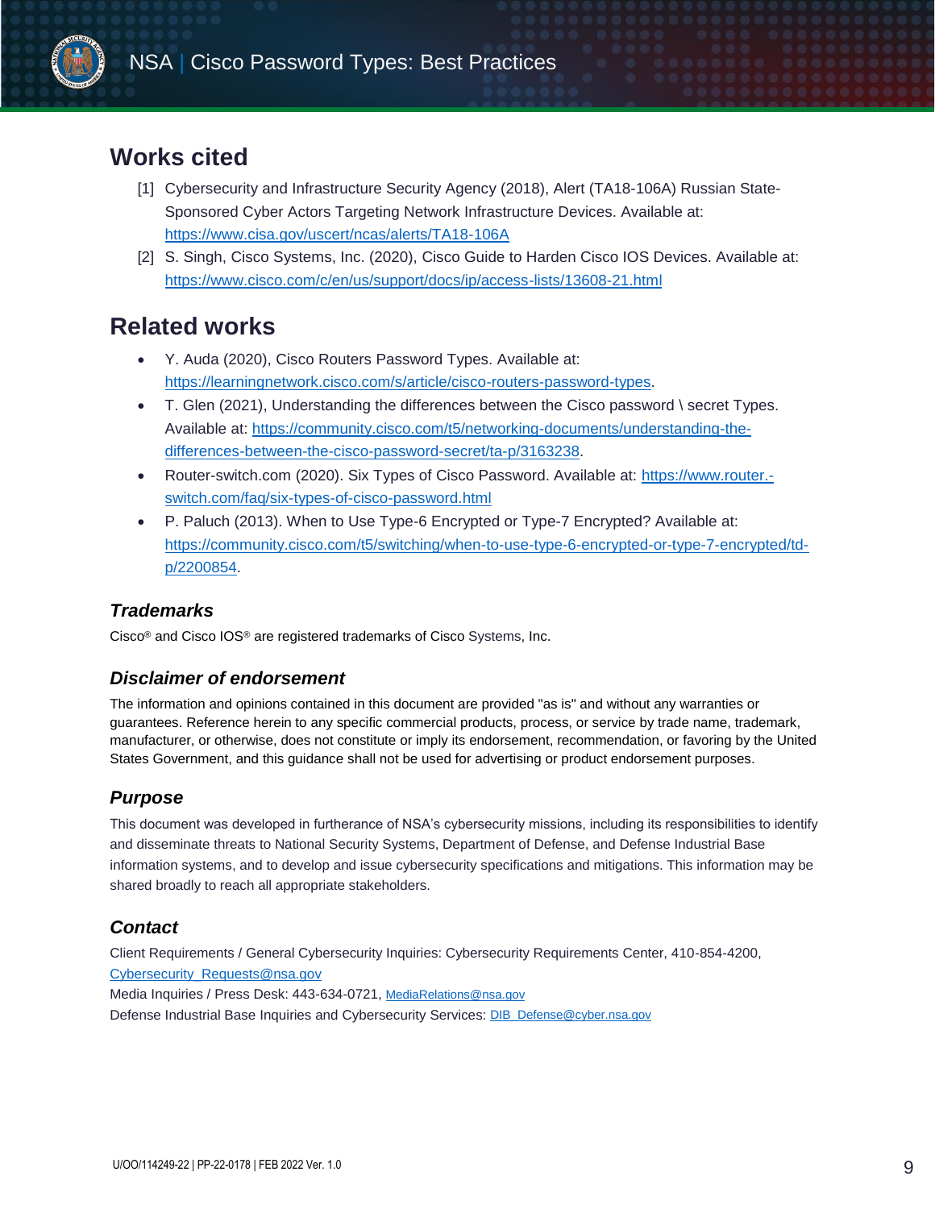## Works cited

[1] Cybersecurity and Infrastructure Security Agency (2018), Alert (TA18-106A) Russian State-Sponsored Cyber Actors Targeting Network Infrastructure Devices. Available at: https://www.cisa.gov/uscert/ncas/alerts/TA18-106A

[2] S. Singh, Cisco Systems, Inc. (2020), Cisco Guide to Harden Cisco IOS Devices. Available at: https://www.cisco.com/c/en/us/support/docs/ip/access-lists/13608-21.html

## Related works

- Y. Auda (2020), Cisco Routers Password Types. Available at: https://learningnetwork.cisco.com/s/article/cisco-routers-password-types.
- T. Glen (2021), Understanding the differences between the Cisco password \ secret Types. Available at: https://community.cisco.com/t5/networking-documents/understanding-the-differences-between-the-cisco-password-secret/ta-p/3163238.
- Router-switch.com (2020). Six Types of Cisco Password. Available at: https://www.router.-switch.com/faq/six-types-of-cisco-password.html
- P. Paluch (2013). When to Use Type-6 Encrypted or Type-7 Encrypted? Available at: https://community.cisco.com/t5/switching/when-to-use-type-6-encrypted-or-type-7-encrypted/td-p/2200854.

### *Trademarks*

Cisco® and Cisco IOS® are registered trademarks of Cisco Systems, Inc.

### *Disclaimer of endorsement*

The information and opinions contained in this document are provided "as is" and without any warranties or guarantees. Reference herein to any specific commercial products, process, or service by trade name, trademark, manufacturer, or otherwise, does not constitute or imply its endorsement, recommendation, or favoring by the United States Government, and this guidance shall not be used for advertising or product endorsement purposes.

### *Purpose*

This document was developed in furtherance of NSA's cybersecurity missions, including its responsibilities to identify and disseminate threats to National Security Systems, Department of Defense, and Defense Industrial Base information systems, and to develop and issue cybersecurity specifications and mitigations. This information may be shared broadly to reach all appropriate stakeholders.

### *Contact*

Client Requirements / General Cybersecurity Inquiries: Cybersecurity Requirements Center, 410-854-4200, Cybersecurity_Requests@nsa.gov

Media Inquiries / Press Desk: 443-634-0721, MediaRelations@nsa.gov

Defense Industrial Base Inquiries and Cybersecurity Services: DIB_Defense@cyber.nsa.gov

U/OO/114249-22 | PP-22-0178 | FEB 2022 Ver. 1.0